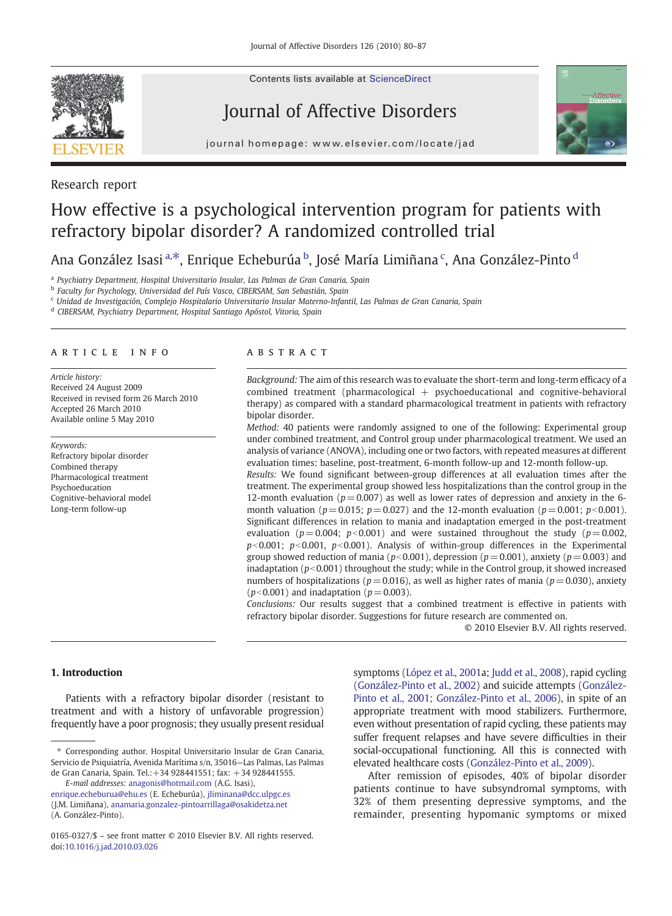Research report

# How effective is a psychological intervention program for patients with refractory bipolar disorder? A randomized controlled trial

Ana González Isasi [a,*], Enrique Echeburúa [b], José María Limiñana [c], Ana González-Pinto [d]

[a] Psychiatry Department, Hospital Universitario Insular, Las Palmas de Gran Canaria, Spain
[b] Faculty for Psychology, Universidad del País Vasco, CIBERSAM, San Sebastián, Spain
[c] Unidad de Investigación, Complejo Hospitalario Universitario Insular Materno-Infantil, Las Palmas de Gran Canaria, Spain
[d] CIBERSAM, Psychiatry Department, Hospital Santiago Apóstol, Vitoria, Spain

## ARTICLE INFO

*Article history:*
Received 24 August 2009
Received in revised form 26 March 2010
Accepted 26 March 2010
Available online 5 May 2010

*Keywords:*
Refractory bipolar disorder
Combined therapy
Pharmacological treatment
Psychoeducation
Cognitive-behavioral model
Long-term follow-up

## ABSTRACT

*Background:* The aim of this research was to evaluate the short-term and long-term efficacy of a combined treatment (pharmacological + psychoeducational and cognitive-behavioral therapy) as compared with a standard pharmacological treatment in patients with refractory bipolar disorder.

*Method:* 40 patients were randomly assigned to one of the following: Experimental group under combined treatment, and Control group under pharmacological treatment. We used an analysis of variance (ANOVA), including one or two factors, with repeated measures at different evaluation times: baseline, post-treatment, 6-month follow-up and 12-month follow-up.

*Results:* We found significant between-group differences at all evaluation times after the treatment. The experimental group showed less hospitalizations than the control group in the 12-month evaluation ($p = 0.007$) as well as lower rates of depression and anxiety in the 6-month valuation ($p = 0.015$; $p = 0.027$) and the 12-month evaluation ($p = 0.001$; $p < 0.001$). Significant differences in relation to mania and inadaptation emerged in the post-treatment evaluation ($p = 0.004$; $p < 0.001$) and were sustained throughout the study ($p = 0.002$, $p < 0.001$; $p < 0.001$, $p < 0.001$). Analysis of within-group differences in the Experimental group showed reduction of mania ($p < 0.001$), depression ($p = 0.001$), anxiety ($p = 0.003$) and inadaptation ($p < 0.001$) throughout the study; while in the Control group, it showed increased numbers of hospitalizations ($p = 0.016$), as well as higher rates of mania ($p = 0.030$), anxiety ($p < 0.001$) and inadaptation ($p = 0.003$).

*Conclusions:* Our results suggest that a combined treatment is effective in patients with refractory bipolar disorder. Suggestions for future research are commented on.

© 2010 Elsevier B.V. All rights reserved.

## 1. Introduction

Patients with a refractory bipolar disorder (resistant to treatment and with a history of unfavorable progression) frequently have a poor prognosis; they usually present residual symptoms (López et al., 2001a; Judd et al., 2008), rapid cycling (González-Pinto et al., 2002) and suicide attempts (González-Pinto et al., 2001; González-Pinto et al., 2006), in spite of an appropriate treatment with mood stabilizers. Furthermore, even without presentation of rapid cycling, these patients may suffer frequent relapses and have severe difficulties in their social-occupational functioning. All this is connected with elevated healthcare costs (González-Pinto et al., 2009).

After remission of episodes, 40% of bipolar disorder patients continue to have subsyndromal symptoms, with 32% of them presenting depressive symptoms, and the remainder, presenting hypomanic symptoms or mixed

\* Corresponding author. Hospital Universitario Insular de Gran Canaria, Servicio de Psiquiatría, Avenida Marítima s/n, 35016—Las Palmas, Las Palmas de Gran Canaria, Spain. Tel.: +34 928441551; fax: +34 928441555.
*E-mail addresses:* anagonis@hotmail.com (A.G. Isasi), enrique.echeburua@ehu.es (E. Echeburúa), jliminana@dcc.ulpgc.es (J.M. Limiñana), anamaria.gonzalez-pintoarrillaga@osakidetza.net (A. González-Pinto).

0165-0327/$ – see front matter © 2010 Elsevier B.V. All rights reserved.
doi:10.1016/j.jad.2010.03.026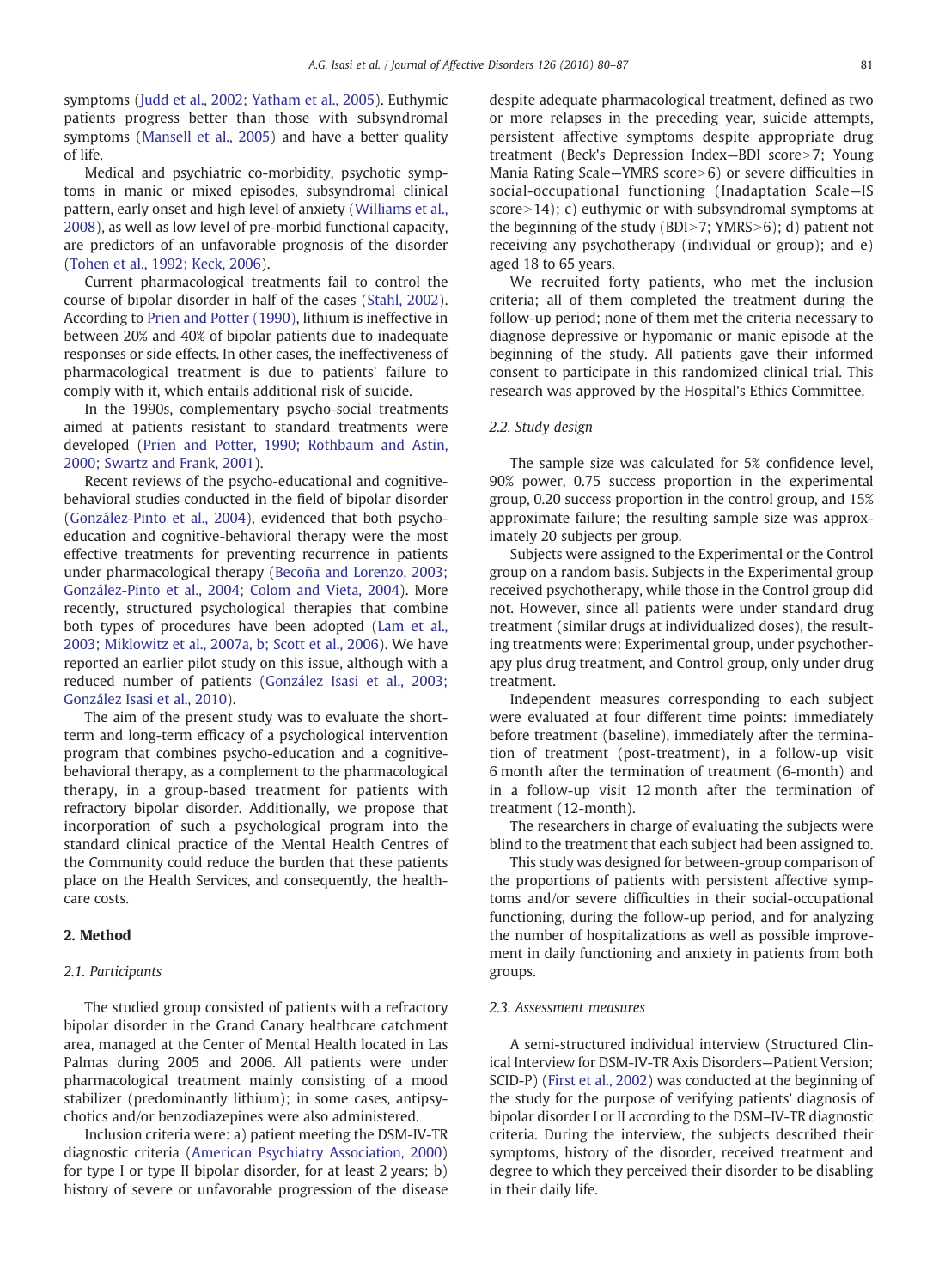symptoms (Judd et al., 2002; Yatham et al., 2005). Euthymic patients progress better than those with subsyndromal symptoms (Mansell et al., 2005) and have a better quality of life.

Medical and psychiatric co-morbidity, psychotic symptoms in manic or mixed episodes, subsyndromal clinical pattern, early onset and high level of anxiety (Williams et al., 2008), as well as low level of pre-morbid functional capacity, are predictors of an unfavorable prognosis of the disorder (Tohen et al., 1992; Keck, 2006).

Current pharmacological treatments fail to control the course of bipolar disorder in half of the cases (Stahl, 2002). According to Prien and Potter (1990), lithium is ineffective in between 20% and 40% of bipolar patients due to inadequate responses or side effects. In other cases, the ineffectiveness of pharmacological treatment is due to patients' failure to comply with it, which entails additional risk of suicide.

In the 1990s, complementary psycho-social treatments aimed at patients resistant to standard treatments were developed (Prien and Potter, 1990; Rothbaum and Astin, 2000; Swartz and Frank, 2001).

Recent reviews of the psycho-educational and cognitive-behavioral studies conducted in the field of bipolar disorder (González-Pinto et al., 2004), evidenced that both psycho-education and cognitive-behavioral therapy were the most effective treatments for preventing recurrence in patients under pharmacological therapy (Becoña and Lorenzo, 2003; González-Pinto et al., 2004; Colom and Vieta, 2004). More recently, structured psychological therapies that combine both types of procedures have been adopted (Lam et al., 2003; Miklowitz et al., 2007a, b; Scott et al., 2006). We have reported an earlier pilot study on this issue, although with a reduced number of patients (González Isasi et al., 2003; González Isasi et al., 2010).

The aim of the present study was to evaluate the short-term and long-term efficacy of a psychological intervention program that combines psycho-education and a cognitive-behavioral therapy, as a complement to the pharmacological therapy, in a group-based treatment for patients with refractory bipolar disorder. Additionally, we propose that incorporation of such a psychological program into the standard clinical practice of the Mental Health Centres of the Community could reduce the burden that these patients place on the Health Services, and consequently, the health-care costs.

## 2. Method

### 2.1. Participants

The studied group consisted of patients with a refractory bipolar disorder in the Grand Canary healthcare catchment area, managed at the Center of Mental Health located in Las Palmas during 2005 and 2006. All patients were under pharmacological treatment mainly consisting of a mood stabilizer (predominantly lithium); in some cases, antipsychotics and/or benzodiazepines were also administered.

Inclusion criteria were: a) patient meeting the DSM-IV-TR diagnostic criteria (American Psychiatry Association, 2000) for type I or type II bipolar disorder, for at least 2 years; b) history of severe or unfavorable progression of the disease despite adequate pharmacological treatment, defined as two or more relapses in the preceding year, suicide attempts, persistent affective symptoms despite appropriate drug treatment (Beck's Depression Index—BDI score>7; Young Mania Rating Scale—YMRS score>6) or severe difficulties in social-occupational functioning (Inadaptation Scale—IS score>14); c) euthymic or with subsyndromal symptoms at the beginning of the study (BDI>7; YMRS>6); d) patient not receiving any psychotherapy (individual or group); and e) aged 18 to 65 years.

We recruited forty patients, who met the inclusion criteria; all of them completed the treatment during the follow-up period; none of them met the criteria necessary to diagnose depressive or hypomanic or manic episode at the beginning of the study. All patients gave their informed consent to participate in this randomized clinical trial. This research was approved by the Hospital's Ethics Committee.

### 2.2. Study design

The sample size was calculated for 5% confidence level, 90% power, 0.75 success proportion in the experimental group, 0.20 success proportion in the control group, and 15% approximate failure; the resulting sample size was approximately 20 subjects per group.

Subjects were assigned to the Experimental or the Control group on a random basis. Subjects in the Experimental group received psychotherapy, while those in the Control group did not. However, since all patients were under standard drug treatment (similar drugs at individualized doses), the resulting treatments were: Experimental group, under psychotherapy plus drug treatment, and Control group, only under drug treatment.

Independent measures corresponding to each subject were evaluated at four different time points: immediately before treatment (baseline), immediately after the termination of treatment (post-treatment), in a follow-up visit 6 month after the termination of treatment (6-month) and in a follow-up visit 12 month after the termination of treatment (12-month).

The researchers in charge of evaluating the subjects were blind to the treatment that each subject had been assigned to.

This study was designed for between-group comparison of the proportions of patients with persistent affective symptoms and/or severe difficulties in their social-occupational functioning, during the follow-up period, and for analyzing the number of hospitalizations as well as possible improvement in daily functioning and anxiety in patients from both groups.

### 2.3. Assessment measures

A semi-structured individual interview (Structured Clinical Interview for DSM-IV-TR Axis Disorders—Patient Version; SCID-P) (First et al., 2002) was conducted at the beginning of the study for the purpose of verifying patients' diagnosis of bipolar disorder I or II according to the DSM–IV-TR diagnostic criteria. During the interview, the subjects described their symptoms, history of the disorder, received treatment and degree to which they perceived their disorder to be disabling in their daily life.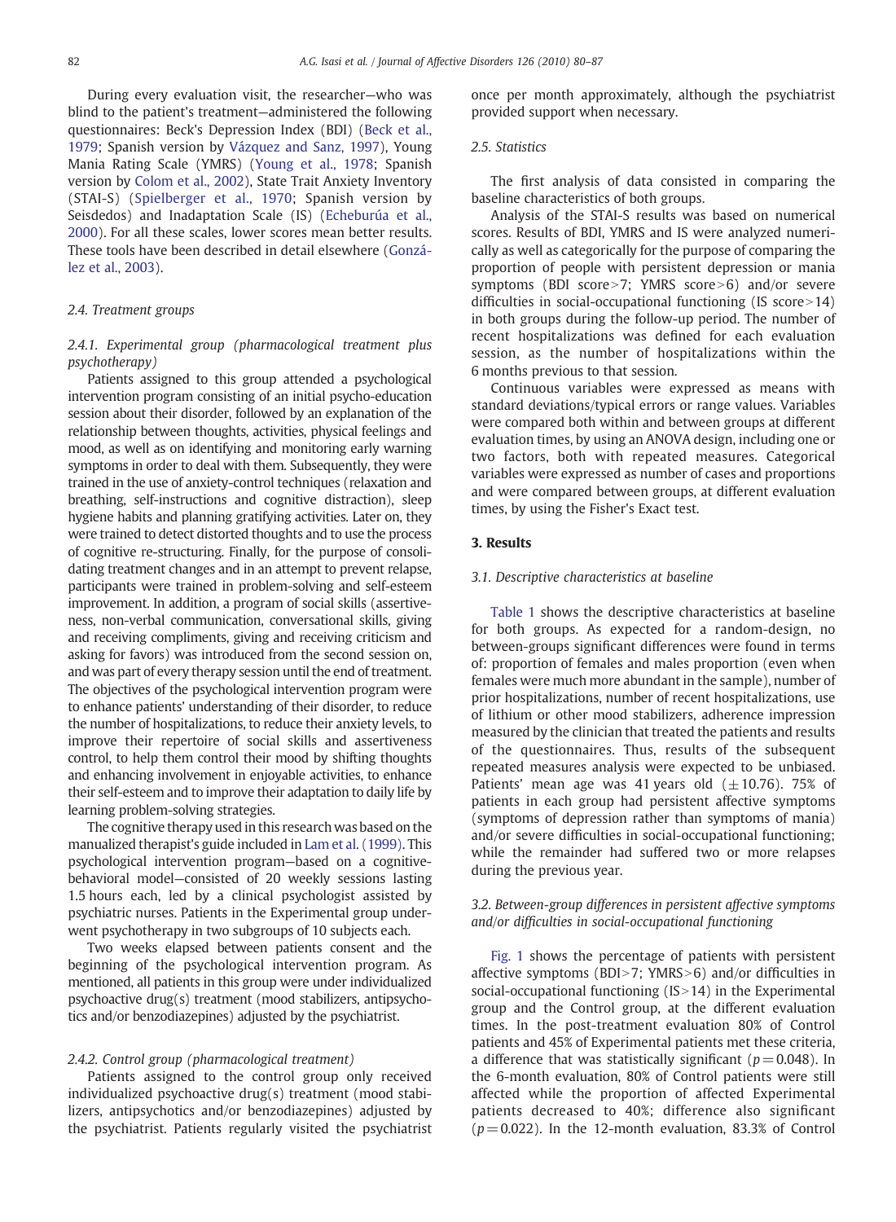During every evaluation visit, the researcher—who was blind to the patient's treatment—administered the following questionnaires: Beck's Depression Index (BDI) (Beck et al., 1979; Spanish version by Vázquez and Sanz, 1997), Young Mania Rating Scale (YMRS) (Young et al., 1978; Spanish version by Colom et al., 2002), State Trait Anxiety Inventory (STAI-S) (Spielberger et al., 1970; Spanish version by Seisdedos) and Inadaptation Scale (IS) (Echeburúa et al., 2000). For all these scales, lower scores mean better results. These tools have been described in detail elsewhere (González et al., 2003).

### 2.4. Treatment groups

#### 2.4.1. Experimental group (pharmacological treatment plus psychotherapy)

Patients assigned to this group attended a psychological intervention program consisting of an initial psycho-education session about their disorder, followed by an explanation of the relationship between thoughts, activities, physical feelings and mood, as well as on identifying and monitoring early warning symptoms in order to deal with them. Subsequently, they were trained in the use of anxiety-control techniques (relaxation and breathing, self-instructions and cognitive distraction), sleep hygiene habits and planning gratifying activities. Later on, they were trained to detect distorted thoughts and to use the process of cognitive re-structuring. Finally, for the purpose of consolidating treatment changes and in an attempt to prevent relapse, participants were trained in problem-solving and self-esteem improvement. In addition, a program of social skills (assertiveness, non-verbal communication, conversational skills, giving and receiving compliments, giving and receiving criticism and asking for favors) was introduced from the second session on, and was part of every therapy session until the end of treatment. The objectives of the psychological intervention program were to enhance patients' understanding of their disorder, to reduce the number of hospitalizations, to reduce their anxiety levels, to improve their repertoire of social skills and assertiveness control, to help them control their mood by shifting thoughts and enhancing involvement in enjoyable activities, to enhance their self-esteem and to improve their adaptation to daily life by learning problem-solving strategies.

The cognitive therapy used in this research was based on the manualized therapist's guide included in Lam et al. (1999). This psychological intervention program—based on a cognitive-behavioral model—consisted of 20 weekly sessions lasting 1.5 hours each, led by a clinical psychologist assisted by psychiatric nurses. Patients in the Experimental group underwent psychotherapy in two subgroups of 10 subjects each.

Two weeks elapsed between patients consent and the beginning of the psychological intervention program. As mentioned, all patients in this group were under individualized psychoactive drug(s) treatment (mood stabilizers, antipsychotics and/or benzodiazepines) adjusted by the psychiatrist.

#### 2.4.2. Control group (pharmacological treatment)

Patients assigned to the control group only received individualized psychoactive drug(s) treatment (mood stabilizers, antipsychotics and/or benzodiazepines) adjusted by the psychiatrist. Patients regularly visited the psychiatrist once per month approximately, although the psychiatrist provided support when necessary.

### 2.5. Statistics

The first analysis of data consisted in comparing the baseline characteristics of both groups.

Analysis of the STAI-S results was based on numerical scores. Results of BDI, YMRS and IS were analyzed numerically as well as categorically for the purpose of comparing the proportion of people with persistent depression or mania symptoms (BDI score $>7$; YMRS score $>6$) and/or severe difficulties in social-occupational functioning (IS score $>14$) in both groups during the follow-up period. The number of recent hospitalizations was defined for each evaluation session, as the number of hospitalizations within the 6 months previous to that session.

Continuous variables were expressed as means with standard deviations/typical errors or range values. Variables were compared both within and between groups at different evaluation times, by using an ANOVA design, including one or two factors, both with repeated measures. Categorical variables were expressed as number of cases and proportions and were compared between groups, at different evaluation times, by using the Fisher's Exact test.

## 3. Results

### 3.1. Descriptive characteristics at baseline

Table 1 shows the descriptive characteristics at baseline for both groups. As expected for a random-design, no between-groups significant differences were found in terms of: proportion of females and males proportion (even when females were much more abundant in the sample), number of prior hospitalizations, number of recent hospitalizations, use of lithium or other mood stabilizers, adherence impression measured by the clinician that treated the patients and results of the questionnaires. Thus, results of the subsequent repeated measures analysis were expected to be unbiased. Patients' mean age was 41 years old ($\pm 10.76$). 75% of patients in each group had persistent affective symptoms (symptoms of depression rather than symptoms of mania) and/or severe difficulties in social-occupational functioning; while the remainder had suffered two or more relapses during the previous year.

### 3.2. Between-group differences in persistent affective symptoms and/or difficulties in social-occupational functioning

Fig. 1 shows the percentage of patients with persistent affective symptoms (BDI$>$7; YMRS$>$6) and/or difficulties in social-occupational functioning (IS$>$14) in the Experimental group and the Control group, at the different evaluation times. In the post-treatment evaluation 80% of Control patients and 45% of Experimental patients met these criteria, a difference that was statistically significant ($p=0.048$). In the 6-month evaluation, 80% of Control patients were still affected while the proportion of affected Experimental patients decreased to 40%; difference also significant ($p=0.022$). In the 12-month evaluation, 83.3% of Control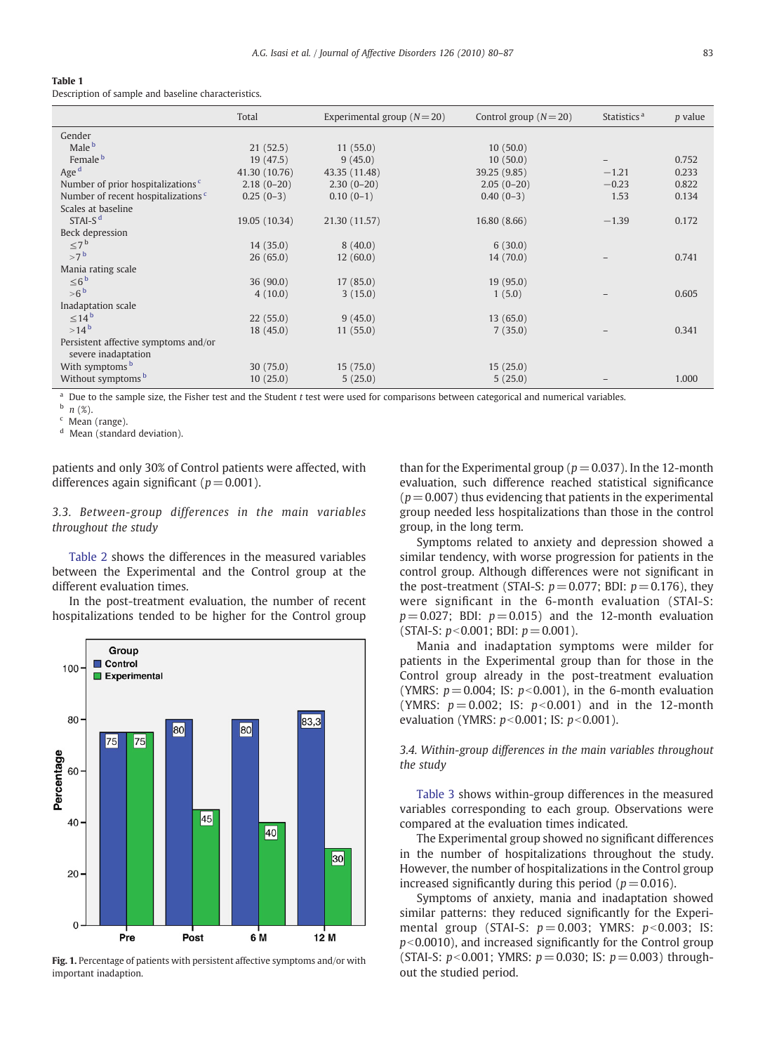**Table 1**
Description of sample and baseline characteristics.

| | Total | Experimental group ($N=20$) | Control group ($N=20$) | Statistics [a] | $p$ value |
|---|---|---|---|---|---|
| Gender | | | | | |
| Male [b] | 21 (52.5) | 11 (55.0) | 10 (50.0) | | |
| Female [b] | 19 (47.5) | 9 (45.0) | 10 (50.0) | – | 0.752 |
| Age [d] | 41.30 (10.76) | 43.35 (11.48) | 39.25 (9.85) | −1.21 | 0.233 |
| Number of prior hospitalizations [c] | 2.18 (0–20) | 2.30 (0–20) | 2.05 (0–20) | −0.23 | 0.822 |
| Number of recent hospitalizations [c] | 0.25 (0–3) | 0.10 (0–1) | 0.40 (0–3) | 1.53 | 0.134 |
| Scales at baseline | | | | | |
| STAI-S [d] | 19.05 (10.34) | 21.30 (11.57) | 16.80 (8.66) | −1.39 | 0.172 |
| Beck depression | | | | | |
| ≤7 [b] | 14 (35.0) | 8 (40.0) | 6 (30.0) | | |
| >7 [b] | 26 (65.0) | 12 (60.0) | 14 (70.0) | – | 0.741 |
| Mania rating scale | | | | | |
| ≤6 [b] | 36 (90.0) | 17 (85.0) | 19 (95.0) | | |
| >6 [b] | 4 (10.0) | 3 (15.0) | 1 (5.0) | – | 0.605 |
| Inadaptation scale | | | | | |
| ≤14 [b] | 22 (55.0) | 9 (45.0) | 13 (65.0) | | |
| >14 [b] | 18 (45.0) | 11 (55.0) | 7 (35.0) | – | 0.341 |
| Persistent affective symptoms and/or severe inadaptation | | | | | |
| With symptoms [b] | 30 (75.0) | 15 (75.0) | 15 (25.0) | | |
| Without symptoms [b] | 10 (25.0) | 5 (25.0) | 5 (25.0) | – | 1.000 |

[a] Due to the sample size, the Fisher test and the Student $t$ test were used for comparisons between categorical and numerical variables.
[b] $n$ (%).
[c] Mean (range).
[d] Mean (standard deviation).

patients and only 30% of Control patients were affected, with differences again significant ($p=0.001$).

### 3.3. Between-group differences in the main variables throughout the study

Table 2 shows the differences in the measured variables between the Experimental and the Control group at the different evaluation times.

In the post-treatment evaluation, the number of recent hospitalizations tended to be higher for the Control group than for the Experimental group ($p=0.037$). In the 12-month evaluation, such difference reached statistical significance ($p=0.007$) thus evidencing that patients in the experimental group needed less hospitalizations than those in the control group, in the long term.

Symptoms related to anxiety and depression showed a similar tendency, with worse progression for patients in the control group. Although differences were not significant in the post-treatment (STAI-S: $p=0.077$; BDI: $p=0.176$), they were significant in the 6-month evaluation (STAI-S: $p=0.027$; BDI: $p=0.015$) and the 12-month evaluation (STAI-S: $p<0.001$; BDI: $p=0.001$).

Mania and inadaptation symptoms were milder for patients in the Experimental group than for those in the Control group already in the post-treatment evaluation (YMRS: $p=0.004$; IS: $p<0.001$), in the 6-month evaluation (YMRS: $p=0.002$; IS: $p<0.001$) and in the 12-month evaluation (YMRS: $p<0.001$; IS: $p<0.001$).

### 3.4. Within-group differences in the main variables throughout the study

Table 3 shows within-group differences in the measured variables corresponding to each group. Observations were compared at the evaluation times indicated.

The Experimental group showed no significant differences in the number of hospitalizations throughout the study. However, the number of hospitalizations in the Control group increased significantly during this period ($p=0.016$).

Symptoms of anxiety, mania and inadaptation showed similar patterns: they reduced significantly for the Experimental group (STAI-S: $p=0.003$; YMRS: $p<0.003$; IS: $p<0.0010$), and increased significantly for the Control group (STAI-S: $p<0.001$; YMRS: $p=0.030$; IS: $p=0.003$) throughout the studied period.

| Group | Pre | Post | 6 M | 12 M |
|---|---|---|---|---|
| Control | 75 | 80 | 80 | 83,3 |
| Experimental | 75 | 45 | 40 | 30 |

**Fig. 1.** Percentage of patients with persistent affective symptoms and/or with important inadaption.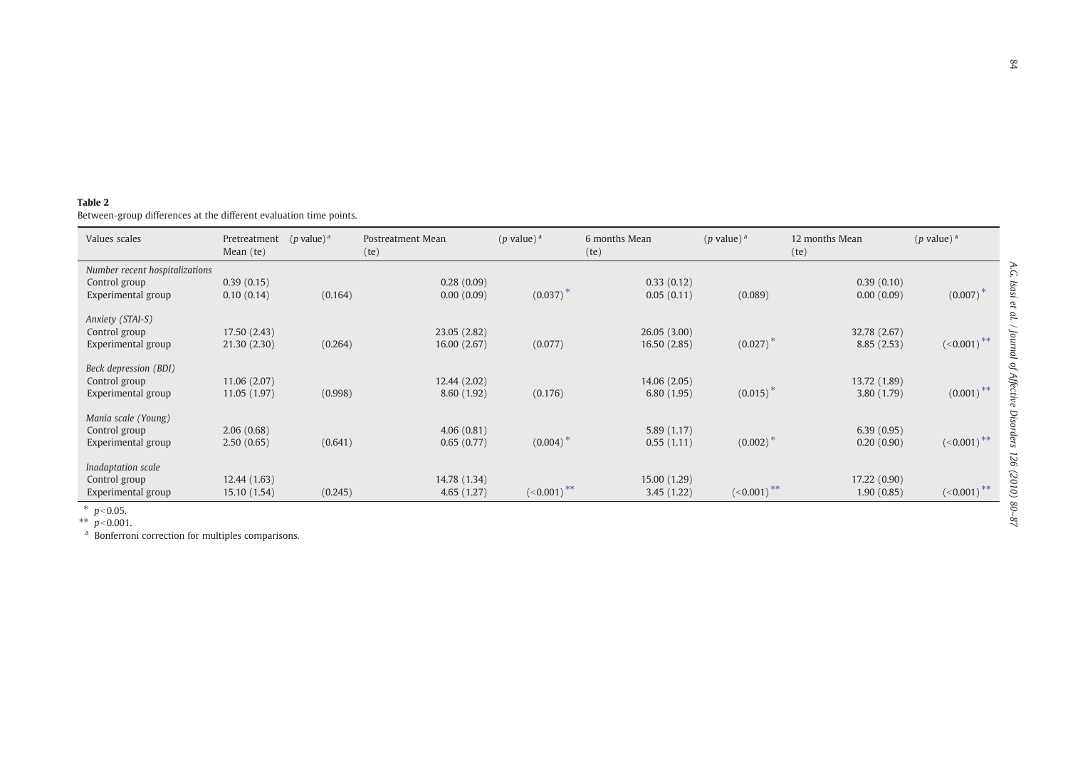**Table 2**
Between-group differences at the different evaluation time points.

| Values scales | Pretreatment Mean (te) | ($p$ value)[a] | Postreatment Mean (te) | ($p$ value)[a] | 6 months Mean (te) | ($p$ value)[a] | 12 months Mean (te) | ($p$ value)[a] |
|---|---|---|---|---|---|---|---|---|
| *Number recent hospitalizations* | | | | | | | | |
| Control group | 0.39 (0.15) | | 0.28 (0.09) | | 0.33 (0.12) | | 0.39 (0.10) | |
| Experimental group | 0.10 (0.14) | (0.164) | 0.00 (0.09) | (0.037) * | 0.05 (0.11) | (0.089) | 0.00 (0.09) | (0.007) * |
| *Anxiety (STAI-S)* | | | | | | | | |
| Control group | 17.50 (2.43) | | 23.05 (2.82) | | 26.05 (3.00) | | 32.78 (2.67) | |
| Experimental group | 21.30 (2.30) | (0.264) | 16.00 (2.67) | (0.077) | 16.50 (2.85) | (0.027) * | 8.85 (2.53) | (<0.001) ** |
| *Beck depression (BDI)* | | | | | | | | |
| Control group | 11.06 (2.07) | | 12.44 (2.02) | | 14.06 (2.05) | | 13.72 (1.89) | |
| Experimental group | 11.05 (1.97) | (0.998) | 8.60 (1.92) | (0.176) | 6.80 (1.95) | (0.015) * | 3.80 (1.79) | (0.001) ** |
| *Mania scale (Young)* | | | | | | | | |
| Control group | 2.06 (0.68) | | 4.06 (0.81) | | 5.89 (1.17) | | 6.39 (0.95) | |
| Experimental group | 2.50 (0.65) | (0.641) | 0.65 (0.77) | (0.004) * | 0.55 (1.11) | (0.002) * | 0.20 (0.90) | (<0.001) ** |
| *Inadaptation scale* | | | | | | | | |
| Control group | 12.44 (1.63) | | 14.78 (1.34) | | 15.00 (1.29) | | 17.22 (0.90) | |
| Experimental group | 15.10 (1.54) | (0.245) | 4.65 (1.27) | (<0.001) ** | 3.45 (1.22) | (<0.001) ** | 1.90 (0.85) | (<0.001) ** |

\* $p<0.05$.
\*\* $p<0.001$.
[a] Bonferroni correction for multiples comparisons.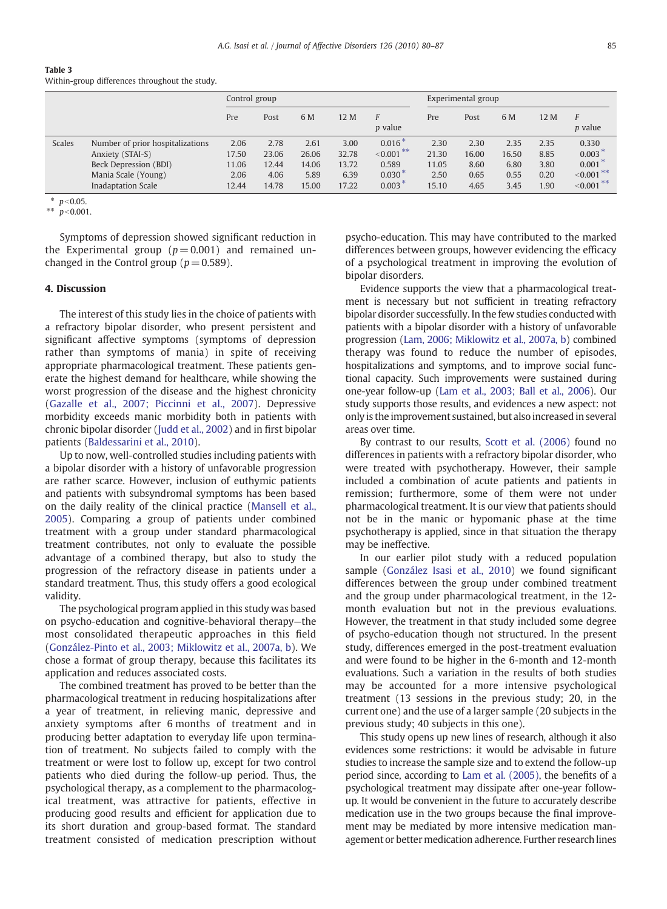**Table 3**
Within-group differences throughout the study.

| | | Control group | | | | | Experimental group | | | | |
|---|---|---|---|---|---|---|---|---|---|---|---|
| | | Pre | Post | 6 M | 12 M | *F* *p* value | Pre | Post | 6 M | 12 M | *F* *p* value |
| Scales | Number of prior hospitalizations | 2.06 | 2.78 | 2.61 | 3.00 | 0.016 * | 2.30 | 2.30 | 2.35 | 2.35 | 0.330 |
| | Anxiety (STAI-S) | 17.50 | 23.06 | 26.06 | 32.78 | <0.001 ** | 21.30 | 16.00 | 16.50 | 8.85 | 0.003 * |
| | Beck Depression (BDI) | 11.06 | 12.44 | 14.06 | 13.72 | 0.589 | 11.05 | 8.60 | 6.80 | 3.80 | 0.001 * |
| | Mania Scale (Young) | 2.06 | 4.06 | 5.89 | 6.39 | 0.030 * | 2.50 | 0.65 | 0.55 | 0.20 | <0.001 ** |
| | Inadaptation Scale | 12.44 | 14.78 | 15.00 | 17.22 | 0.003 * | 15.10 | 4.65 | 3.45 | 1.90 | <0.001 ** |

\* $p<0.05$.
\*\* $p<0.001$.

Symptoms of depression showed significant reduction in the Experimental group ($p=0.001$) and remained unchanged in the Control group ($p=0.589$).

## 4. Discussion

The interest of this study lies in the choice of patients with a refractory bipolar disorder, who present persistent and significant affective symptoms (symptoms of depression rather than symptoms of mania) in spite of receiving appropriate pharmacological treatment. These patients generate the highest demand for healthcare, while showing the worst progression of the disease and the highest chronicity (Gazalle et al., 2007; Piccinni et al., 2007). Depressive morbidity exceeds manic morbidity both in patients with chronic bipolar disorder (Judd et al., 2002) and in first bipolar patients (Baldessarini et al., 2010).

Up to now, well-controlled studies including patients with a bipolar disorder with a history of unfavorable progression are rather scarce. However, inclusion of euthymic patients and patients with subsyndromal symptoms has been based on the daily reality of the clinical practice (Mansell et al., 2005). Comparing a group of patients under combined treatment with a group under standard pharmacological treatment contributes, not only to evaluate the possible advantage of a combined therapy, but also to study the progression of the refractory disease in patients under a standard treatment. Thus, this study offers a good ecological validity.

The psychological program applied in this study was based on psycho-education and cognitive-behavioral therapy—the most consolidated therapeutic approaches in this field (González-Pinto et al., 2003; Miklowitz et al., 2007a, b). We chose a format of group therapy, because this facilitates its application and reduces associated costs.

The combined treatment has proved to be better than the pharmacological treatment in reducing hospitalizations after a year of treatment, in relieving manic, depressive and anxiety symptoms after 6 months of treatment and in producing better adaptation to everyday life upon termination of treatment. No subjects failed to comply with the treatment or were lost to follow up, except for two control patients who died during the follow-up period. Thus, the psychological therapy, as a complement to the pharmacological treatment, was attractive for patients, effective in producing good results and efficient for application due to its short duration and group-based format. The standard treatment consisted of medication prescription without psycho-education. This may have contributed to the marked differences between groups, however evidencing the efficacy of a psychological treatment in improving the evolution of bipolar disorders.

Evidence supports the view that a pharmacological treatment is necessary but not sufficient in treating refractory bipolar disorder successfully. In the few studies conducted with patients with a bipolar disorder with a history of unfavorable progression (Lam, 2006; Miklowitz et al., 2007a, b) combined therapy was found to reduce the number of episodes, hospitalizations and symptoms, and to improve social functional capacity. Such improvements were sustained during one-year follow-up (Lam et al., 2003; Ball et al., 2006). Our study supports those results, and evidences a new aspect: not only is the improvement sustained, but also increased in several areas over time.

By contrast to our results, Scott et al. (2006) found no differences in patients with a refractory bipolar disorder, who were treated with psychotherapy. However, their sample included a combination of acute patients and patients in remission; furthermore, some of them were not under pharmacological treatment. It is our view that patients should not be in the manic or hypomanic phase at the time psychotherapy is applied, since in that situation the therapy may be ineffective.

In our earlier pilot study with a reduced population sample (González Isasi et al., 2010) we found significant differences between the group under combined treatment and the group under pharmacological treatment, in the 12-month evaluation but not in the previous evaluations. However, the treatment in that study included some degree of psycho-education though not structured. In the present study, differences emerged in the post-treatment evaluation and were found to be higher in the 6-month and 12-month evaluations. Such a variation in the results of both studies may be accounted for a more intensive psychological treatment (13 sessions in the previous study; 20, in the current one) and the use of a larger sample (20 subjects in the previous study; 40 subjects in this one).

This study opens up new lines of research, although it also evidences some restrictions: it would be advisable in future studies to increase the sample size and to extend the follow-up period since, according to Lam et al. (2005), the benefits of a psychological treatment may dissipate after one-year follow-up. It would be convenient in the future to accurately describe medication use in the two groups because the final improvement may be mediated by more intensive medication management or better medication adherence. Further research lines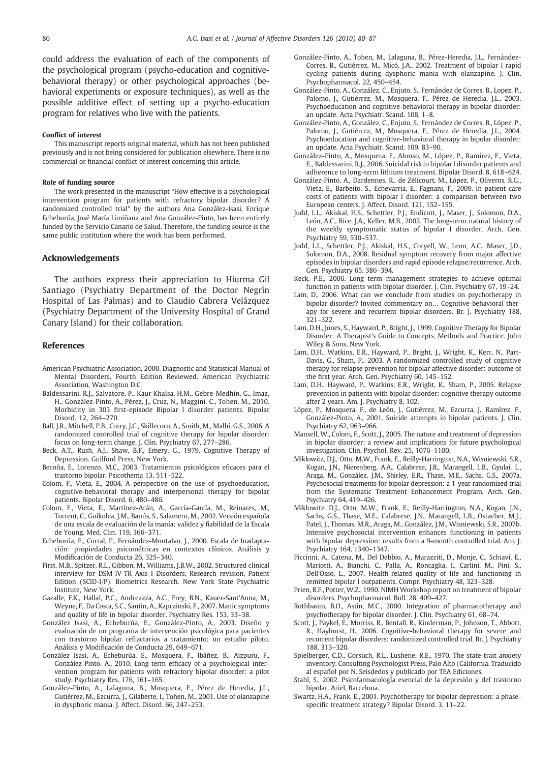could address the evaluation of each of the components of the psychological program (psycho-education and cognitive-behavioral therapy) or other psychological approaches (behavioral experiments or exposure techniques), as well as the possible additive effect of setting up a psycho-education program for relatives who live with the patients.

#### Conflict of interest

This manuscript reports original material, which has not been published previously and is not being considered for publication elsewhere. There is no commercial or financial conflict of interest concerning this article.

#### Role of funding source

The work presented in the manuscript "How effective is a psychological intervention program for patients with refractory bipolar disorder? A randomized controlled trial" by the authors Ana González-Isasi, Enrique Echeburúa, José María Limiñana and Ana González-Pinto, has been entirely funded by the Servicio Canario de Salud. Therefore, the funding source is the same public institution where the work has been performed.

## Acknowledgements

The authors express their appreciation to Hiurma Gil Santiago (Psychiatry Department of the Doctor Negrín Hospital of Las Palmas) and to Claudio Cabrera Velázquez (Psychiatry Department of the University Hospital of Grand Canary Island) for their collaboration.

## References

American Psychiatric Association, 2000. Diagnostic and Statistical Manual of Mental Disorders, Fourth Edition Reviewed. American Psychiatric Association, Washington D.C.

Baldessarini, R.J., Salvatore, P., Kaur Khalsa, H.M., Gebre-Medhin, G., Imaz, H., González-Pinto, A., Pérez, J., Cruz, N., Maggini, C., Tohen, M., 2010. Morbidity in 303 first-episode Bipolar I disorder patients. Bipolar Disord. 12, 264–270.

Ball, J.R., Mitchell, P.B., Corry, J.C., Skillecorn, A., Smith, M., Malhi, G.S., 2006. A randomized controlled trial of cognitive therapy for bipolar disorder: focus on long-term change. J. Clin. Psychiatry 67, 277–286.

Beck, A.T., Rush, A.J., Shaw, B.F., Emery, G., 1979. Cognitive Therapy of Depression. Guilford Press, New York.

Becoña, E., Lorenzo, M.C., 2003. Tratamientos psicológicos eficaces para el trastorno bipolar. Psicothema 13, 511–522.

Colom, F., Vieta, E., 2004. A perspective on the use of psychoeducation, cognitive-behavioral therapy and interpersonal therapy for bipolar patients. Bipolar Disord. 6, 480–486.

Colom, F., Vieta, E., Martínez-Arán, A., García-García, M., Reinares, M., Torrent, C., Goikolea, J.M., Banús, S., Salamero, M., 2002. Versión española de una escala de evaluación de la manía: validez y fiabilidad de la Escala de Young. Med. Clin. 119, 366–371.

Echeburúa, E., Corral, P., Fernández-Montalvo, J., 2000. Escala de Inadaptación: propiedades psicométricas en contextos clínicos. Análisis y Modificación de Conducta 26, 325–340.

First, M.B., Spitzer, R.L., Gibbon, M., Williams, J.B.W., 2002. Structured clinical interview for DSM-IV-TR Axis I Disorders, Research revision, Patient Edition (SCID-I/P). Biometrics Research. New York State Psychiatric Institute, New York.

Gazalle, F.K., Hallal, P.C., Andreazza, A.C., Frey, B.N., Kauer-Sant'Anna, M., Weyne, F., Da Costa, S.C., Santin, A., Kapczinski, F., 2007. Manic symptoms and quality of life in bipolar disorder. Psychiatry Res. 153, 33–38.

González Isasi, A., Echeburúa, E., González-Pinto, A., 2003. Diseño y evaluación de un programa de intervención psicológica para pacientes con trastorno bipolar refractarios a tratamiento: un estudio piloto. Análisis y Modificación de Conducta 29, 649–671.

González Isasi, A., Echeburúa, E., Mosquera, F., Ibáñez, B., Aizpuru, F., González-Pinto, A., 2010. Long-term efficacy of a psychological intervention program for patients with refractory bipolar disorder: a pilot study. Psychiatry Res. 176, 161–165.

González-Pinto, A., Lalaguna, B., Mosquera, F., Pérez de Heredia, J.L., Gutiérrez, M., Ezcurra, J., Gilaberte, I., Tohen, M., 2001. Use of olanzapine in dysphoric mania. J. Affect. Disord. 66, 247–253.

González-Pinto, A., Tohen, M., Lalaguna, B., Pérez-Heredia, J.L., Fernández-Corres, B., Gutiérrez, M., Micó, J.A., 2002. Treatment of bipolar I rapid cycling patients during dysphoric mania with olanzapine. J. Clin. Psychopharmacol. 22, 450–454.

González-Pinto, A., González, C., Enjuto, S., Fernández de Corres, B., Lopez, P., Palomo, J., Gutiérrez, M., Mosquera, F., Pérez de Heredia, J.L., 2003. Psychoeducation and cognitive-behavioral therapy in bipolar disorder: an update. Acta Psychiatr. Scand. 108, 1–8.

González-Pinto, A., González, C., Enjuto, S., Fernández de Corres, B., López, P., Palomo, J., Gutiérrez, M., Mosquera, F., Pérez de Heredia, J.L., 2004. Psychoeducation and cognitive-behavioral therapy in bipolar disorder: an update. Acta Psychiatr. Scand. 109, 83–90.

González-Pinto, A., Mosquera, F., Alonso, M., López, P., Ramírez, F., Vieta, E., Baldessarini, R.J., 2006. Suicidal risk in bipolar I disorder patients and adherence to long-term lithium treatment. Bipolar Disord. 8, 618–624.

González-Pinto, A., Dardennes, R., de Zélicourt, M., López, P., Oliveros, R.G., Vieta, E., Barbeito, S., Echevarria, E., Fagnani, F., 2009. In-patient care costs of patients with bipolar I disorder: a comparison between two European centers. J. Affect. Disord. 121, 152–155.

Judd, L.L., Akiskal, H.S., Schettler, P.J., Endicott, J., Maser, J., Solomon, D.A., León, A.C., Rice, J.A., Keller, M.B., 2002. The long-term natural history of the weekly symptomatic status of bipolar I disorder. Arch. Gen. Psychiatry 59, 530–537.

Judd, L.L., Schettler, P.J., Akiskal, H.S., Coryell, W., Leon, A.C., Maser, J.D., Solomon, D.A., 2008. Residual symptom recovery from major affective episodes in bipolar disorders and rapid episode relapse/recurrence. Arch. Gen. Psychiatry 65, 386–394.

Keck, P.E., 2006. Long term management strategies to achieve optimal function in patients with bipolar disorder. J. Clin. Psychiatry 67, 19–24.

Lam, D., 2006. What can we conclude from studies on psychotherapy in bipolar disorder? Invited commentary on… Cognitive-behavioral therapy for severe and recurrent bipolar disorders. Br. J. Psychiatry 188, 321–322.

Lam, D.H., Jones, S., Hayward, P., Bright, J., 1999. Cognitive Therapy for Bipolar Disorder: A Therapist's Guide to Concepts. Methods and Practice. John Wiley & Sons, New York.

Lam, D.H., Watkins, E.R., Hayward, P., Bright, J., Wright, K., Kerr, N., Parr-Davis, G., Sham, P., 2003. A randomized controlled study of cognitive therapy for relapse prevention for bipolar affective disorder: outcome of the first year. Arch. Gen. Psychiatry 60, 145–152.

Lam, D.H., Hayward, P., Watkins, E.R., Wright, K., Sham, P., 2005. Relapse prevention in patients with bipolar disorder: cognitive therapy outcome after 2 years. Am. J. Psychiatry 8, 102.

López, P., Mosquera, F., de León, J., Gutiérrez, M., Ezcurra, J., Ramírez, F., González-Pinto, A., 2001. Suicide attempts in bipolar patients. J. Clin. Psychiatry 62, 963–966.

Mansell, W., Colom, F., Scott, J., 2005. The nature and treatment of depression in bipolar disorder: a review and implications for future psychological investigation. Clin. Psychol. Rev. 25, 1076–1100.

Miklowitz, D.J., Otto, M.W., Frank, E., Reilly-Harrington, N.A., Wisniewski, S.R., Kogan, J.N., Nierenberg, A.A., Calabrese, J.R., Marangell, L.B., Gyulai, L., Araga, M., González, J.M., Shirley, E.R., Thase, M.E., Sachs, G.S., 2007a. Psychosocial treatments for bipolar depression: a 1-year randomized trial from the Systematic Treatment Enhancement Program. Arch. Gen. Psychiatry 64, 419–426.

Miklowitz, D.J., Otto, M.W., Frank, E., Reilly-Harrington, N.A., Kogan, J.N., Sachs, G.S., Thase, M.E., Calabrese, J.R., Marangell, L.B., Ostacher, M.J., Patel, J., Thomas, M.R., Araga, M., González, J.M., Wisniewski, S.R., 2007b. Intensive psychosocial intervention enhances functioning in patients with bipolar depression: results from a 9-month controlled trial. Am. J. Psychiatry 164, 1340–1347.

Piccinni, A., Catena, M., Del Debbio, A., Marazziti, D., Monje, C., Schiavi, E., Mariotti, A., Bianchi, C., Palla, A., Roncaglia, I., Carlini, M., Pini, S., Dell'Osso, L., 2007. Health-related quality of life and functioning in remitted bipolar I outpatients. Compr. Psychiatry 48, 323–328.

Prien, R.F., Potter, W.Z., 1990. NIMH Workshop report on treatment of bipolar disorders. Psychopharmacol. Bull. 28, 409–427.

Rothbaum, B.O., Astin, M.C., 2000. Integration of pharmacotherapy and psychotherapy for bipolar disorder. J. Clin. Psychiatry 61, 68–74.

Scott, J., Paykel, E., Morriss, R., Bentall, R., Kinderman, P., Johnson, T., Abbott, R., Hayhurst, H., 2006. Cognitive-behavioral therapy for severe and recurrent bipolar disorders: randomized controlled trial. Br. J. Psychiatry 188, 313–320.

Spielberger, C.D., Gorsuch, R.L., Lushene, R.E., 1970. The state-trait anxiety inventory. Consulting Psychologist Press, Palo Alto (California. Traducido al español por N. Seisdedos y publicado por TEA Ediciones.

Stahl, S., 2002. Psicofarmacología esencial de la depresión y del trastorno bipolar. Ariel, Barcelona.

Swartz, H.A., Frank, E., 2001. Psychotherapy for bipolar depression: a phase-specific treatment strategy? Bipolar Disord. 3, 11–22.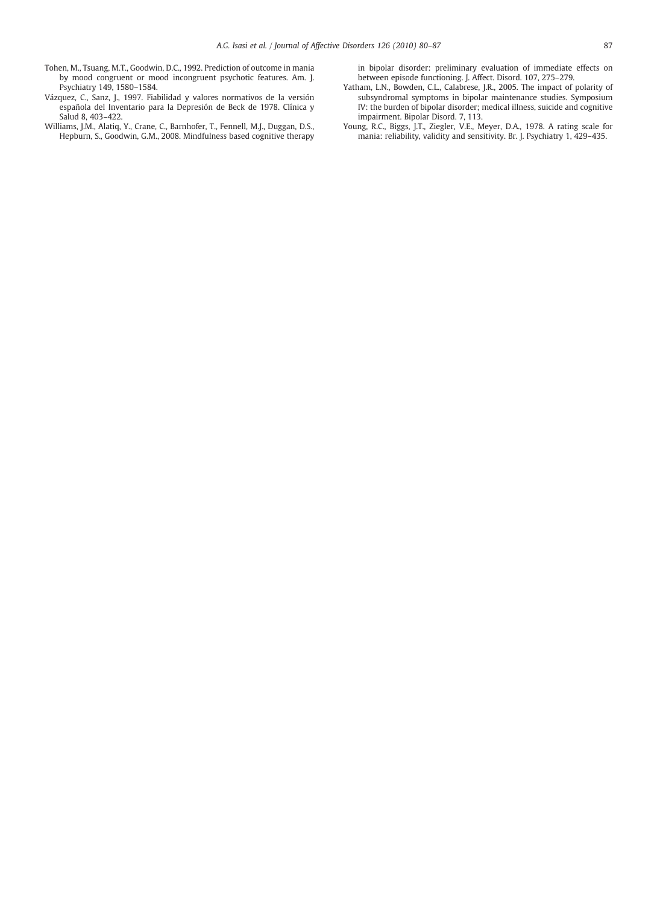Tohen, M., Tsuang, M.T., Goodwin, D.C., 1992. Prediction of outcome in mania by mood congruent or mood incongruent psychotic features. Am. J. Psychiatry 149, 1580–1584.

Vázquez, C., Sanz, J., 1997. Fiabilidad y valores normativos de la versión española del Inventario para la Depresión de Beck de 1978. Clínica y Salud 8, 403–422.

Williams, J.M., Alatiq, Y., Crane, C., Barnhofer, T., Fennell, M.J., Duggan, D.S., Hepburn, S., Goodwin, G.M., 2008. Mindfulness based cognitive therapy in bipolar disorder: preliminary evaluation of immediate effects on between episode functioning. J. Affect. Disord. 107, 275–279.

Yatham, L.N., Bowden, C.L., Calabrese, J.R., 2005. The impact of polarity of subsyndromal symptoms in bipolar maintenance studies. Symposium IV: the burden of bipolar disorder; medical illness, suicide and cognitive impairment. Bipolar Disord. 7, 113.

Young, R.C., Biggs, J.T., Ziegler, V.E., Meyer, D.A., 1978. A rating scale for mania: reliability, validity and sensitivity. Br. J. Psychiatry 1, 429–435.